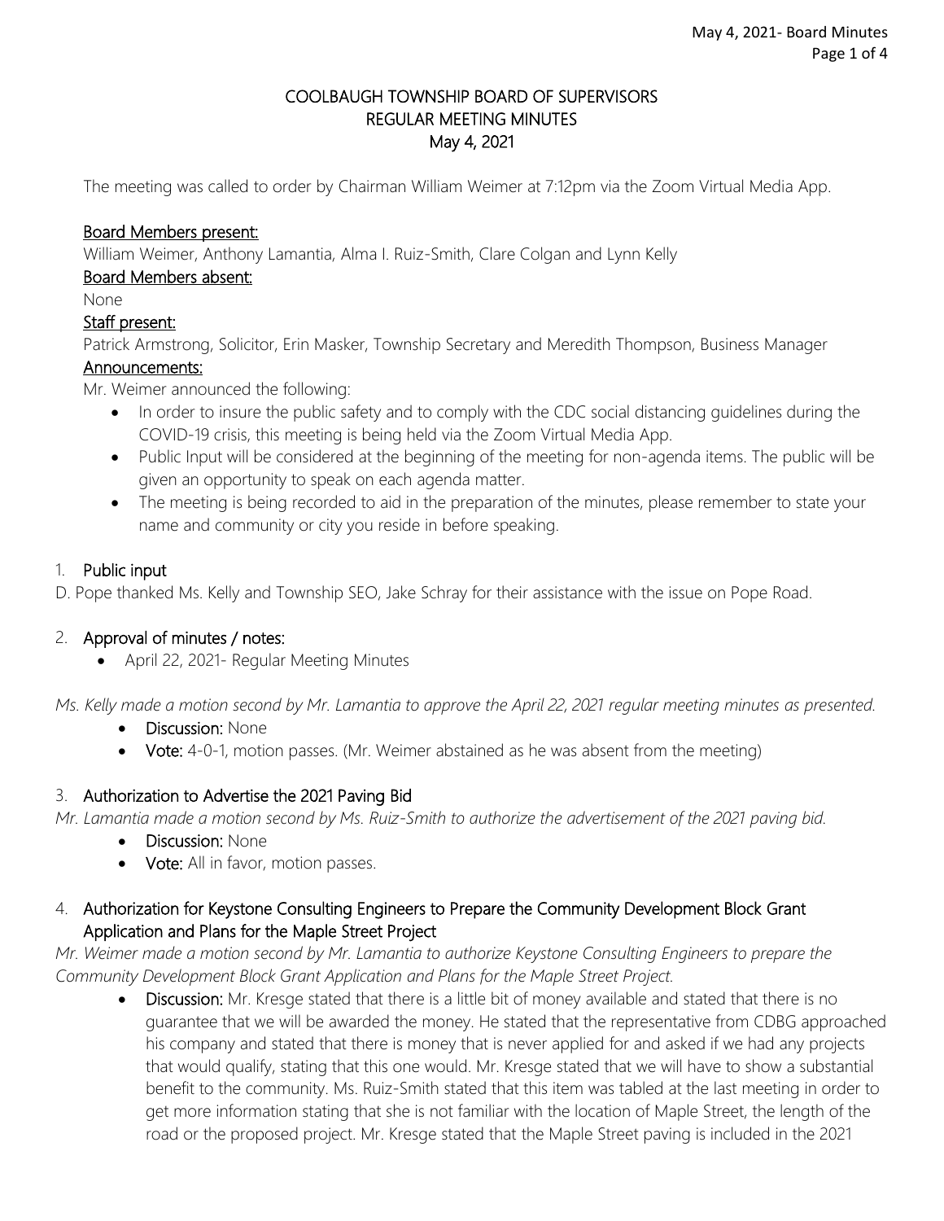# COOLBAUGH TOWNSHIP BOARD OF SUPERVISORS
## REGULAR MEETING MINUTES
## May 4, 2021

The meeting was called to order by Chairman William Weimer at 7:12pm via the Zoom Virtual Media App.

**Board Members present:**
William Weimer, Anthony Lamantia, Alma I. Ruiz-Smith, Clare Colgan and Lynn Kelly

**Board Members absent:**
None

**Staff present:**
Patrick Armstrong, Solicitor, Erin Masker, Township Secretary and Meredith Thompson, Business Manager

**Announcements:**
Mr. Weimer announced the following:

- In order to insure the public safety and to comply with the CDC social distancing guidelines during the COVID-19 crisis, this meeting is being held via the Zoom Virtual Media App.
- Public Input will be considered at the beginning of the meeting for non-agenda items. The public will be given an opportunity to speak on each agenda matter.
- The meeting is being recorded to aid in the preparation of the minutes, please remember to state your name and community or city you reside in before speaking.

1. **Public input**

D. Pope thanked Ms. Kelly and Township SEO, Jake Schray for their assistance with the issue on Pope Road.

2. **Approval of minutes / notes:**
   - April 22, 2021- Regular Meeting Minutes

*Ms. Kelly made a motion second by Mr. Lamantia to approve the April 22, 2021 regular meeting minutes as presented.*

- **Discussion:** None
- **Vote:** 4-0-1, motion passes. (Mr. Weimer abstained as he was absent from the meeting)

3. **Authorization to Advertise the 2021 Paving Bid**

*Mr. Lamantia made a motion second by Ms. Ruiz-Smith to authorize the advertisement of the 2021 paving bid.*

- **Discussion:** None
- **Vote:** All in favor, motion passes.

4. **Authorization for Keystone Consulting Engineers to Prepare the Community Development Block Grant Application and Plans for the Maple Street Project**

*Mr. Weimer made a motion second by Mr. Lamantia to authorize Keystone Consulting Engineers to prepare the Community Development Block Grant Application and Plans for the Maple Street Project.*

- **Discussion:** Mr. Kresge stated that there is a little bit of money available and stated that there is no guarantee that we will be awarded the money. He stated that the representative from CDBG approached his company and stated that there is money that is never applied for and asked if we had any projects that would qualify, stating that this one would. Mr. Kresge stated that we will have to show a substantial benefit to the community. Ms. Ruiz-Smith stated that this item was tabled at the last meeting in order to get more information stating that she is not familiar with the location of Maple Street, the length of the road or the proposed project. Mr. Kresge stated that the Maple Street paving is included in the 2021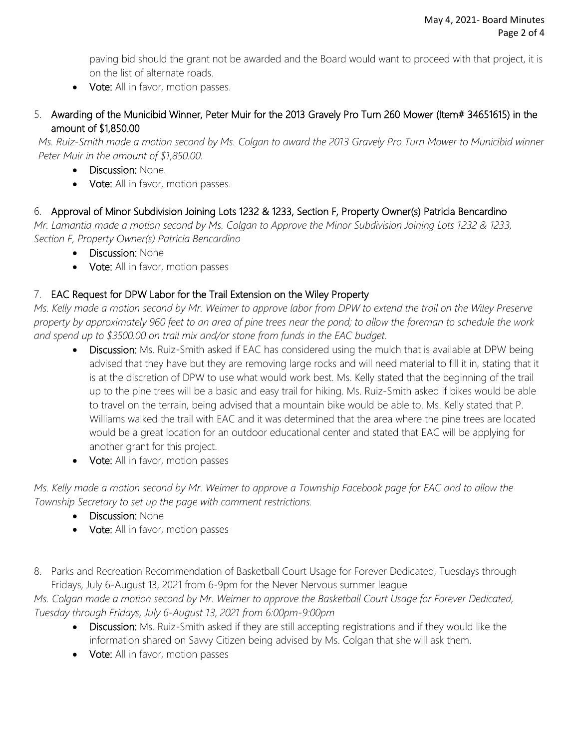paving bid should the grant not be awarded and the Board would want to proceed with that project, it is on the list of alternate roads.

- **Vote:** All in favor, motion passes.

5. **Awarding of the Municibid Winner, Peter Muir for the 2013 Gravely Pro Turn 260 Mower (Item# 34651615) in the amount of $1,850.00**

*Ms. Ruiz-Smith made a motion second by Ms. Colgan to award the 2013 Gravely Pro Turn Mower to Municibid winner Peter Muir in the amount of $1,850.00.*

- **Discussion:** None.
- **Vote:** All in favor, motion passes.

6. **Approval of Minor Subdivision Joining Lots 1232 & 1233, Section F, Property Owner(s) Patricia Bencardino**

*Mr. Lamantia made a motion second by Ms. Colgan to Approve the Minor Subdivision Joining Lots 1232 & 1233, Section F, Property Owner(s) Patricia Bencardino*

- **Discussion:** None
- **Vote:** All in favor, motion passes

7. **EAC Request for DPW Labor for the Trail Extension on the Wiley Property**

*Ms. Kelly made a motion second by Mr. Weimer to approve labor from DPW to extend the trail on the Wiley Preserve property by approximately 960 feet to an area of pine trees near the pond; to allow the foreman to schedule the work and spend up to $3500.00 on trail mix and/or stone from funds in the EAC budget.*

- **Discussion:** Ms. Ruiz-Smith asked if EAC has considered using the mulch that is available at DPW being advised that they have but they are removing large rocks and will need material to fill it in, stating that it is at the discretion of DPW to use what would work best. Ms. Kelly stated that the beginning of the trail up to the pine trees will be a basic and easy trail for hiking. Ms. Ruiz-Smith asked if bikes would be able to travel on the terrain, being advised that a mountain bike would be able to. Ms. Kelly stated that P. Williams walked the trail with EAC and it was determined that the area where the pine trees are located would be a great location for an outdoor educational center and stated that EAC will be applying for another grant for this project.
- **Vote:** All in favor, motion passes

*Ms. Kelly made a motion second by Mr. Weimer to approve a Township Facebook page for EAC and to allow the Township Secretary to set up the page with comment restrictions.*

- **Discussion:** None
- **Vote:** All in favor, motion passes

8. Parks and Recreation Recommendation of Basketball Court Usage for Forever Dedicated, Tuesdays through Fridays, July 6-August 13, 2021 from 6-9pm for the Never Nervous summer league

*Ms. Colgan made a motion second by Mr. Weimer to approve the Basketball Court Usage for Forever Dedicated, Tuesday through Fridays, July 6-August 13, 2021 from 6:00pm-9:00pm*

- **Discussion:** Ms. Ruiz-Smith asked if they are still accepting registrations and if they would like the information shared on Savvy Citizen being advised by Ms. Colgan that she will ask them.
- **Vote:** All in favor, motion passes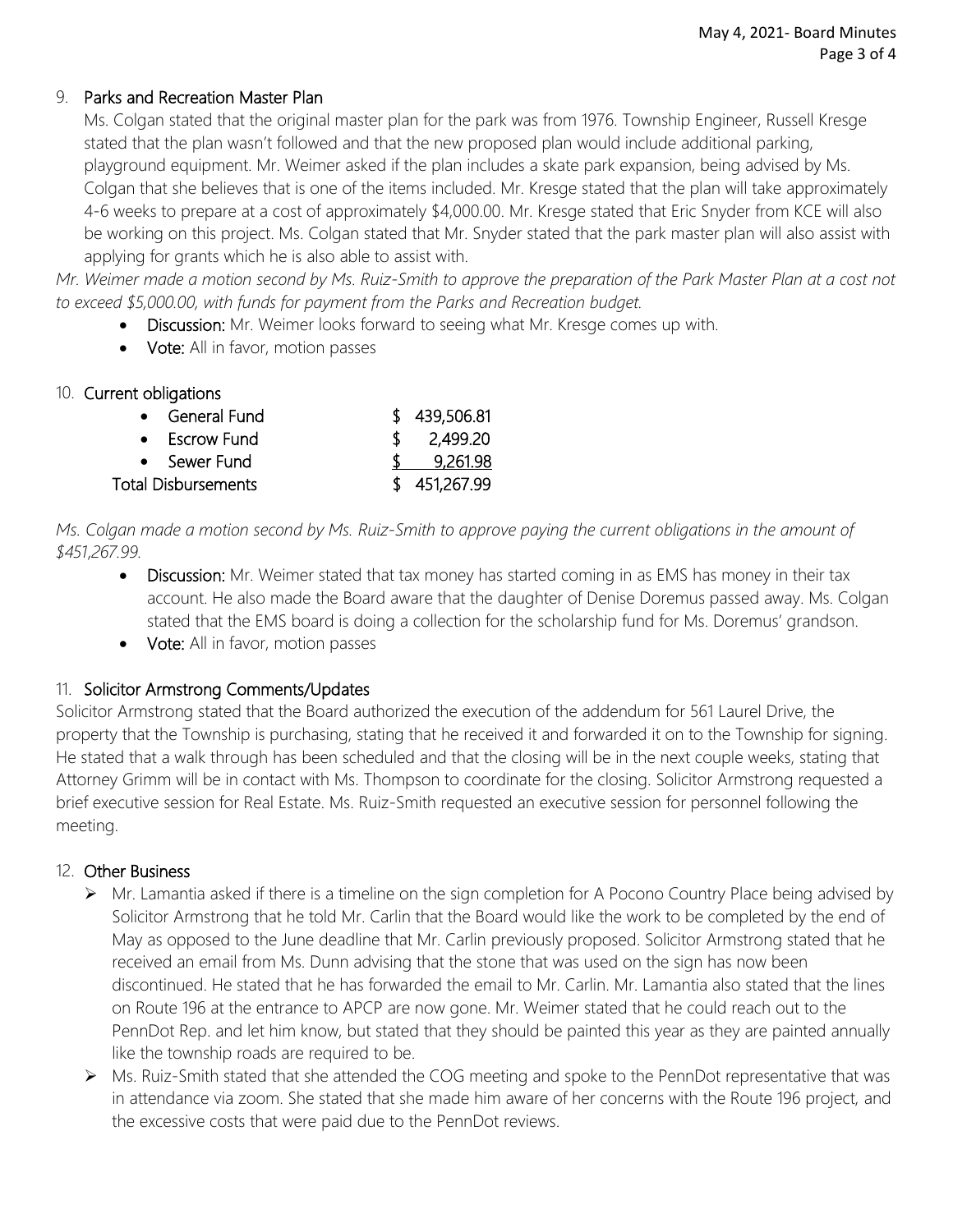9. **Parks and Recreation Master Plan**

Ms. Colgan stated that the original master plan for the park was from 1976. Township Engineer, Russell Kresge stated that the plan wasn't followed and that the new proposed plan would include additional parking, playground equipment. Mr. Weimer asked if the plan includes a skate park expansion, being advised by Ms. Colgan that she believes that is one of the items included. Mr. Kresge stated that the plan will take approximately 4-6 weeks to prepare at a cost of approximately $4,000.00. Mr. Kresge stated that Eric Snyder from KCE will also be working on this project. Ms. Colgan stated that Mr. Snyder stated that the park master plan will also assist with applying for grants which he is also able to assist with.

*Mr. Weimer made a motion second by Ms. Ruiz-Smith to approve the preparation of the Park Master Plan at a cost not to exceed $5,000.00, with funds for payment from the Parks and Recreation budget.*

- **Discussion:** Mr. Weimer looks forward to seeing what Mr. Kresge comes up with.
- **Vote:** All in favor, motion passes

10. **Current obligations**

| | |
|---|---|
| • General Fund | $ 439,506.81 |
| • Escrow Fund | $ 2,499.20 |
| • Sewer Fund | $ 9,261.98 |
| Total Disbursements | $ 451,267.99 |

*Ms. Colgan made a motion second by Ms. Ruiz-Smith to approve paying the current obligations in the amount of $451,267.99.*

- **Discussion:** Mr. Weimer stated that tax money has started coming in as EMS has money in their tax account. He also made the Board aware that the daughter of Denise Doremus passed away. Ms. Colgan stated that the EMS board is doing a collection for the scholarship fund for Ms. Doremus' grandson.
- **Vote:** All in favor, motion passes

11. **Solicitor Armstrong Comments/Updates**

Solicitor Armstrong stated that the Board authorized the execution of the addendum for 561 Laurel Drive, the property that the Township is purchasing, stating that he received it and forwarded it on to the Township for signing. He stated that a walk through has been scheduled and that the closing will be in the next couple weeks, stating that Attorney Grimm will be in contact with Ms. Thompson to coordinate for the closing. Solicitor Armstrong requested a brief executive session for Real Estate. Ms. Ruiz-Smith requested an executive session for personnel following the meeting.

12. **Other Business**

- Mr. Lamantia asked if there is a timeline on the sign completion for A Pocono Country Place being advised by Solicitor Armstrong that he told Mr. Carlin that the Board would like the work to be completed by the end of May as opposed to the June deadline that Mr. Carlin previously proposed. Solicitor Armstrong stated that he received an email from Ms. Dunn advising that the stone that was used on the sign has now been discontinued. He stated that he has forwarded the email to Mr. Carlin. Mr. Lamantia also stated that the lines on Route 196 at the entrance to APCP are now gone. Mr. Weimer stated that he could reach out to the PennDot Rep. and let him know, but stated that they should be painted this year as they are painted annually like the township roads are required to be.
- Ms. Ruiz-Smith stated that she attended the COG meeting and spoke to the PennDot representative that was in attendance via zoom. She stated that she made him aware of her concerns with the Route 196 project, and the excessive costs that were paid due to the PennDot reviews.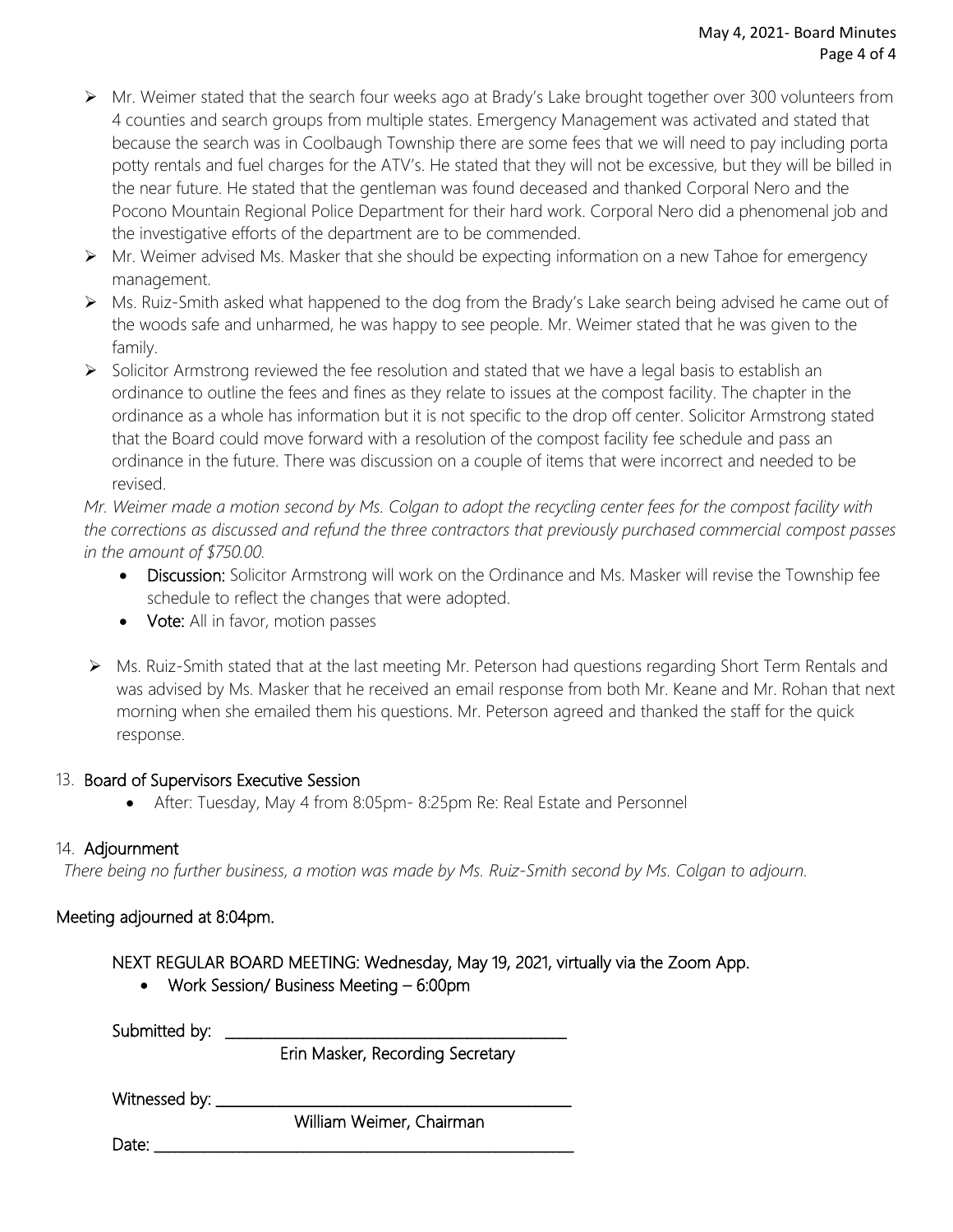- Mr. Weimer stated that the search four weeks ago at Brady's Lake brought together over 300 volunteers from 4 counties and search groups from multiple states. Emergency Management was activated and stated that because the search was in Coolbaugh Township there are some fees that we will need to pay including porta potty rentals and fuel charges for the ATV's. He stated that they will not be excessive, but they will be billed in the near future. He stated that the gentleman was found deceased and thanked Corporal Nero and the Pocono Mountain Regional Police Department for their hard work. Corporal Nero did a phenomenal job and the investigative efforts of the department are to be commended.
- Mr. Weimer advised Ms. Masker that she should be expecting information on a new Tahoe for emergency management.
- Ms. Ruiz-Smith asked what happened to the dog from the Brady's Lake search being advised he came out of the woods safe and unharmed, he was happy to see people. Mr. Weimer stated that he was given to the family.
- Solicitor Armstrong reviewed the fee resolution and stated that we have a legal basis to establish an ordinance to outline the fees and fines as they relate to issues at the compost facility. The chapter in the ordinance as a whole has information but it is not specific to the drop off center. Solicitor Armstrong stated that the Board could move forward with a resolution of the compost facility fee schedule and pass an ordinance in the future. There was discussion on a couple of items that were incorrect and needed to be revised.

*Mr. Weimer made a motion second by Ms. Colgan to adopt the recycling center fees for the compost facility with the corrections as discussed and refund the three contractors that previously purchased commercial compost passes in the amount of $750.00.*

- **Discussion:** Solicitor Armstrong will work on the Ordinance and Ms. Masker will revise the Township fee schedule to reflect the changes that were adopted.
- **Vote:** All in favor, motion passes

- Ms. Ruiz-Smith stated that at the last meeting Mr. Peterson had questions regarding Short Term Rentals and was advised by Ms. Masker that he received an email response from both Mr. Keane and Mr. Rohan that next morning when she emailed them his questions. Mr. Peterson agreed and thanked the staff for the quick response.

## 13. Board of Supervisors Executive Session

- After: Tuesday, May 4 from 8:05pm- 8:25pm Re: Real Estate and Personnel

## 14. Adjournment

*There being no further business, a motion was made by Ms. Ruiz-Smith second by Ms. Colgan to adjourn.*

**Meeting adjourned at 8:04pm.**

NEXT REGULAR BOARD MEETING: Wednesday, May 19, 2021, virtually via the Zoom App.

- Work Session/ Business Meeting – 6:00pm

Submitted by: ______________________________
Erin Masker, Recording Secretary

Witnessed by: ______________________________
William Weimer, Chairman

Date: ______________________________